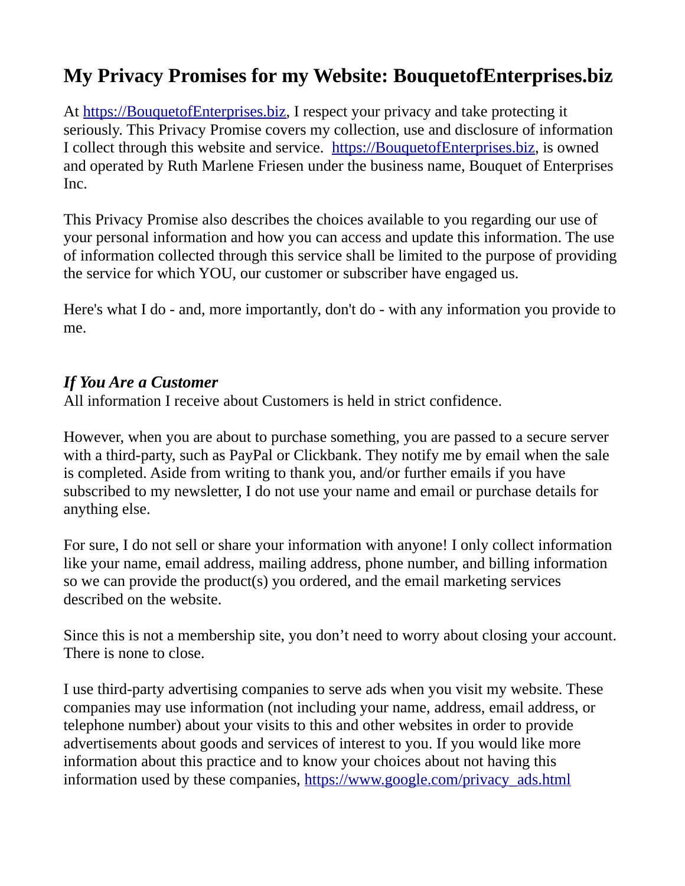# My Privacy Promises for my Website: BouquetofEnterprises.biz

At https://BouquetofEnterprises.biz, I respect your privacy and take protecting it seriously. This Privacy Promise covers my collection, use and disclosure of information I collect through this website and service. https://BouquetofEnterprises.biz, is owned and operated by Ruth Marlene Friesen under the business name, Bouquet of Enterprises Inc.

This Privacy Promise also describes the choices available to you regarding our use of your personal information and how you can access and update this information. The use of information collected through this service shall be limited to the purpose of providing the service for which YOU, our customer or subscriber have engaged us.

Here's what I do - and, more importantly, don't do - with any information you provide to me.

### *If You Are a Customer*

All information I receive about Customers is held in strict confidence.

However, when you are about to purchase something, you are passed to a secure server with a third-party, such as PayPal or Clickbank. They notify me by email when the sale is completed. Aside from writing to thank you, and/or further emails if you have subscribed to my newsletter, I do not use your name and email or purchase details for anything else.

For sure, I do not sell or share your information with anyone! I only collect information like your name, email address, mailing address, phone number, and billing information so we can provide the product(s) you ordered, and the email marketing services described on the website.

Since this is not a membership site, you don't need to worry about closing your account. There is none to close.

I use third-party advertising companies to serve ads when you visit my website. These companies may use information (not including your name, address, email address, or telephone number) about your visits to this and other websites in order to provide advertisements about goods and services of interest to you. If you would like more information about this practice and to know your choices about not having this information used by these companies, https://www.google.com/privacy_ads.html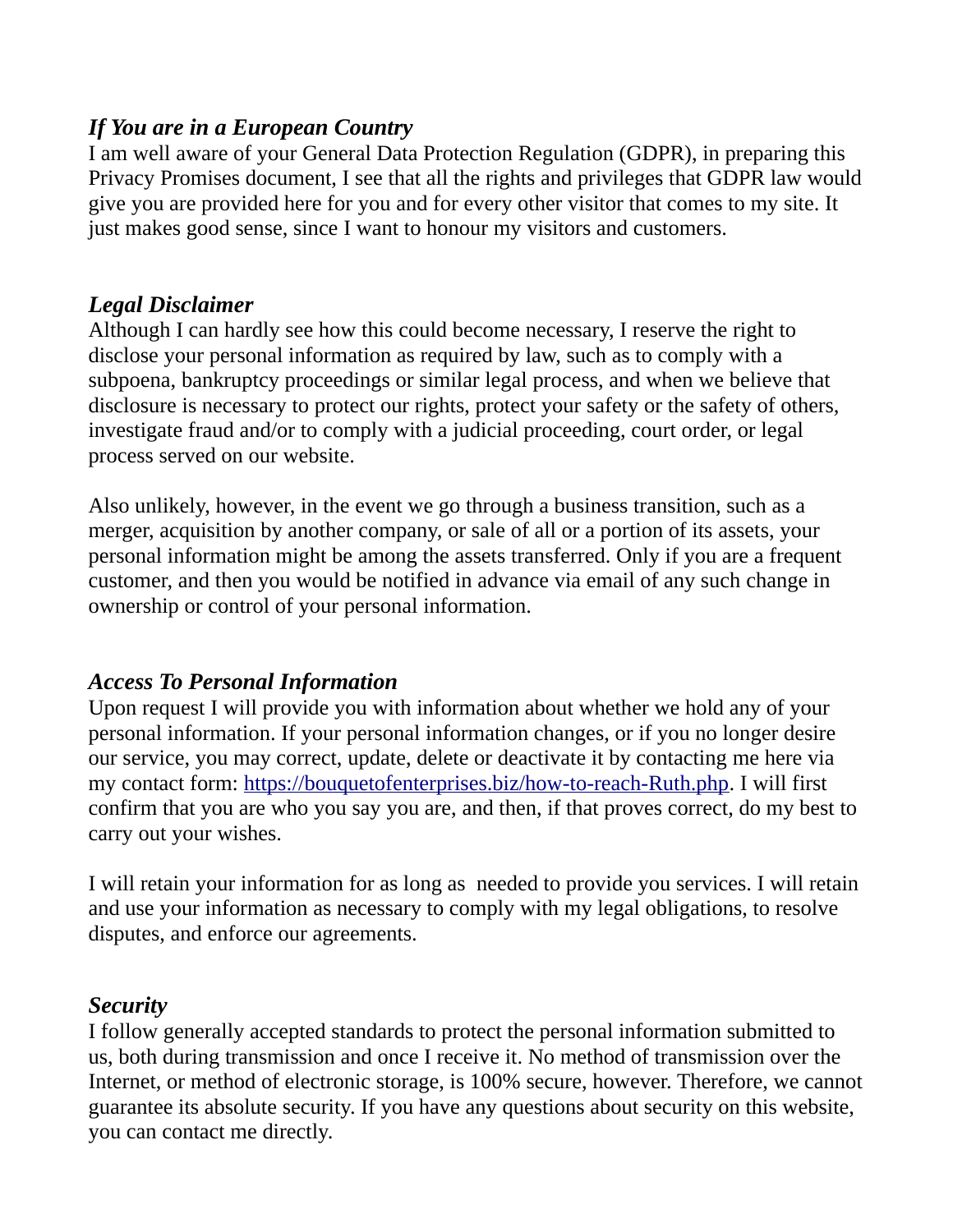### ***If You are in a European Country***

I am well aware of your General Data Protection Regulation (GDPR), in preparing this Privacy Promises document, I see that all the rights and privileges that GDPR law would give you are provided here for you and for every other visitor that comes to my site. It just makes good sense, since I want to honour my visitors and customers.

### ***Legal Disclaimer***

Although I can hardly see how this could become necessary, I reserve the right to disclose your personal information as required by law, such as to comply with a subpoena, bankruptcy proceedings or similar legal process, and when we believe that disclosure is necessary to protect our rights, protect your safety or the safety of others, investigate fraud and/or to comply with a judicial proceeding, court order, or legal process served on our website.

Also unlikely, however, in the event we go through a business transition, such as a merger, acquisition by another company, or sale of all or a portion of its assets, your personal information might be among the assets transferred. Only if you are a frequent customer, and then you would be notified in advance via email of any such change in ownership or control of your personal information.

### ***Access To Personal Information***

Upon request I will provide you with information about whether we hold any of your personal information. If your personal information changes, or if you no longer desire our service, you may correct, update, delete or deactivate it by contacting me here via my contact form: [https://bouquetofenterprises.biz/how-to-reach-Ruth.php](https://bouquetofenterprises.biz/how-to-reach-Ruth.php). I will first confirm that you are who you say you are, and then, if that proves correct, do my best to carry out your wishes.

I will retain your information for as long as needed to provide you services. I will retain and use your information as necessary to comply with my legal obligations, to resolve disputes, and enforce our agreements.

### ***Security***

I follow generally accepted standards to protect the personal information submitted to us, both during transmission and once I receive it. No method of transmission over the Internet, or method of electronic storage, is 100% secure, however. Therefore, we cannot guarantee its absolute security. If you have any questions about security on this website, you can contact me directly.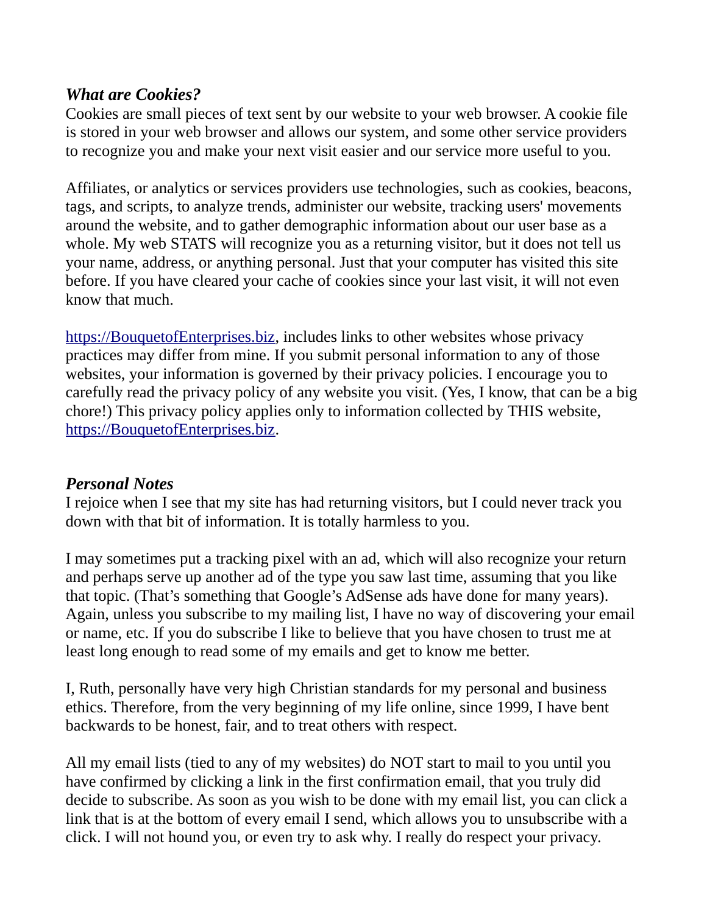### *What are Cookies?*

Cookies are small pieces of text sent by our website to your web browser. A cookie file is stored in your web browser and allows our system, and some other service providers to recognize you and make your next visit easier and our service more useful to you.

Affiliates, or analytics or services providers use technologies, such as cookies, beacons, tags, and scripts, to analyze trends, administer our website, tracking users' movements around the website, and to gather demographic information about our user base as a whole. My web STATS will recognize you as a returning visitor, but it does not tell us your name, address, or anything personal. Just that your computer has visited this site before. If you have cleared your cache of cookies since your last visit, it will not even know that much.

[https://BouquetofEnterprises.biz](https://BouquetofEnterprises.biz), includes links to other websites whose privacy practices may differ from mine. If you submit personal information to any of those websites, your information is governed by their privacy policies. I encourage you to carefully read the privacy policy of any website you visit. (Yes, I know, that can be a big chore!) This privacy policy applies only to information collected by THIS website, [https://BouquetofEnterprises.biz](https://BouquetofEnterprises.biz).

### *Personal Notes*

I rejoice when I see that my site has had returning visitors, but I could never track you down with that bit of information. It is totally harmless to you.

I may sometimes put a tracking pixel with an ad, which will also recognize your return and perhaps serve up another ad of the type you saw last time, assuming that you like that topic. (That's something that Google's AdSense ads have done for many years). Again, unless you subscribe to my mailing list, I have no way of discovering your email or name, etc. If you do subscribe I like to believe that you have chosen to trust me at least long enough to read some of my emails and get to know me better.

I, Ruth, personally have very high Christian standards for my personal and business ethics. Therefore, from the very beginning of my life online, since 1999, I have bent backwards to be honest, fair, and to treat others with respect.

All my email lists (tied to any of my websites) do NOT start to mail to you until you have confirmed by clicking a link in the first confirmation email, that you truly did decide to subscribe. As soon as you wish to be done with my email list, you can click a link that is at the bottom of every email I send, which allows you to unsubscribe with a click. I will not hound you, or even try to ask why. I really do respect your privacy.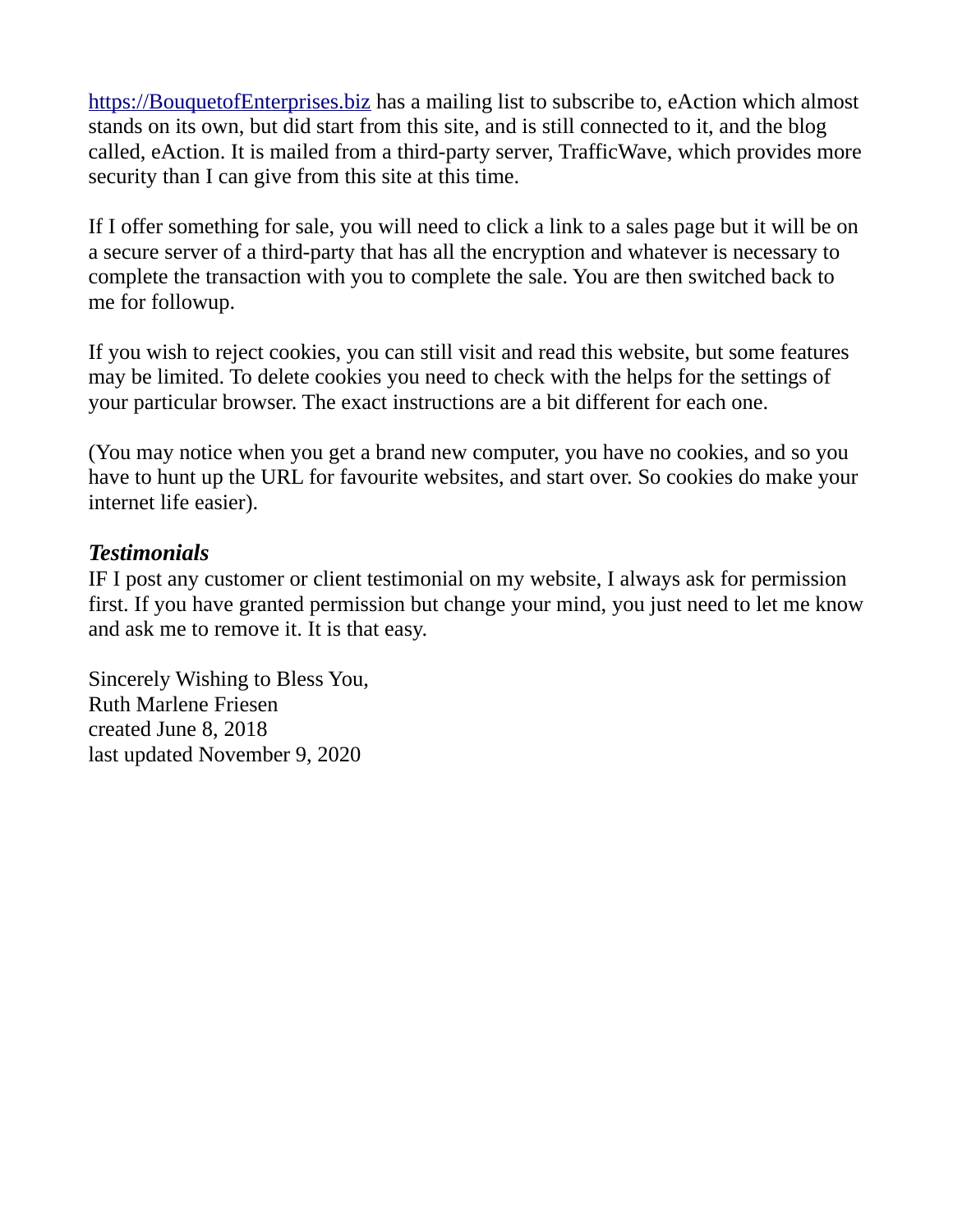https://BouquetofEnterprises.biz has a mailing list to subscribe to, eAction which almost stands on its own, but did start from this site, and is still connected to it, and the blog called, eAction. It is mailed from a third-party server, TrafficWave, which provides more security than I can give from this site at this time.

If I offer something for sale, you will need to click a link to a sales page but it will be on a secure server of a third-party that has all the encryption and whatever is necessary to complete the transaction with you to complete the sale. You are then switched back to me for followup.

If you wish to reject cookies, you can still visit and read this website, but some features may be limited. To delete cookies you need to check with the helps for the settings of your particular browser. The exact instructions are a bit different for each one.

(You may notice when you get a brand new computer, you have no cookies, and so you have to hunt up the URL for favourite websites, and start over. So cookies do make your internet life easier).

### ***Testimonials***

IF I post any customer or client testimonial on my website, I always ask for permission first. If you have granted permission but change your mind, you just need to let me know and ask me to remove it. It is that easy.

Sincerely Wishing to Bless You,
Ruth Marlene Friesen
created June 8, 2018
last updated November 9, 2020